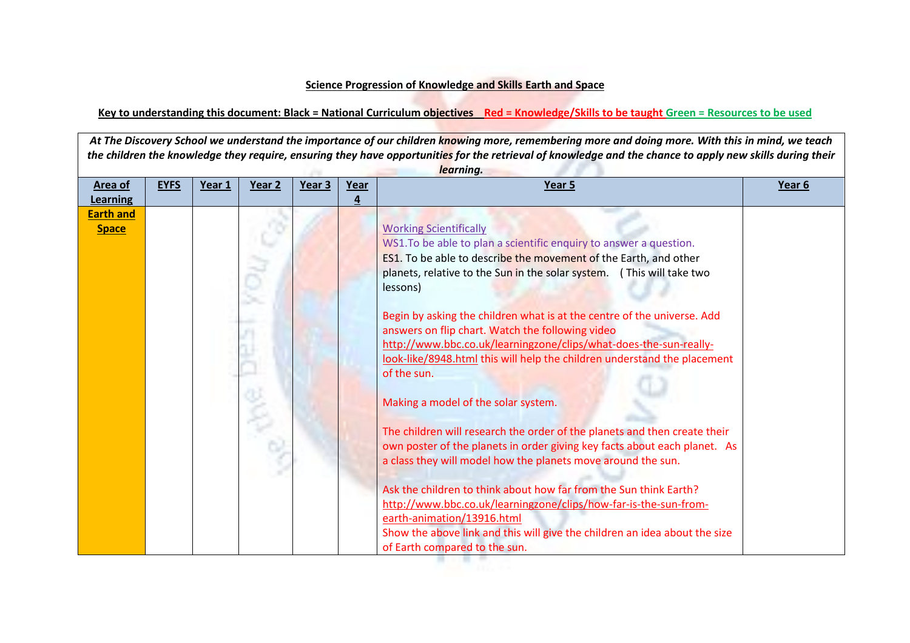**Science Progression of Knowledge and Skills Earth and Space**

**Key to understanding this document: Black = National Curriculum objectives   Red = Knowledge/Skills to be taught Green = Resources to be used**

*At The Discovery School we understand the importance of our children knowing more, remembering more and doing more. With this in mind, we teach the children the knowledge they require, ensuring they have opportunities for the retrieval of knowledge and the chance to apply new skills during their learning.*

| Area of Learning | EYFS | Year 1 | Year 2 | Year 3 | Year 4 | Year 5 | Year 6 |
|---|---|---|---|---|---|---|---|
| **Earth and Space** | | | | | | Working Scientifically<br>WS1.To be able to plan a scientific enquiry to answer a question.<br>ES1. To be able to describe the movement of the Earth, and other planets, relative to the Sun in the solar system. ( This will take two lessons)<br><br>Begin by asking the children what is at the centre of the universe. Add answers on flip chart. Watch the following video http://www.bbc.co.uk/learningzone/clips/what-does-the-sun-really-look-like/8948.html this will help the children understand the placement of the sun.<br><br>Making a model of the solar system.<br><br>The children will research the order of the planets and then create their own poster of the planets in order giving key facts about each planet. As a class they will model how the planets move around the sun.<br><br>Ask the children to think about how far from the Sun think Earth? http://www.bbc.co.uk/learningzone/clips/how-far-is-the-sun-from-earth-animation/13916.html<br>Show the above link and this will give the children an idea about the size of Earth compared to the sun. | |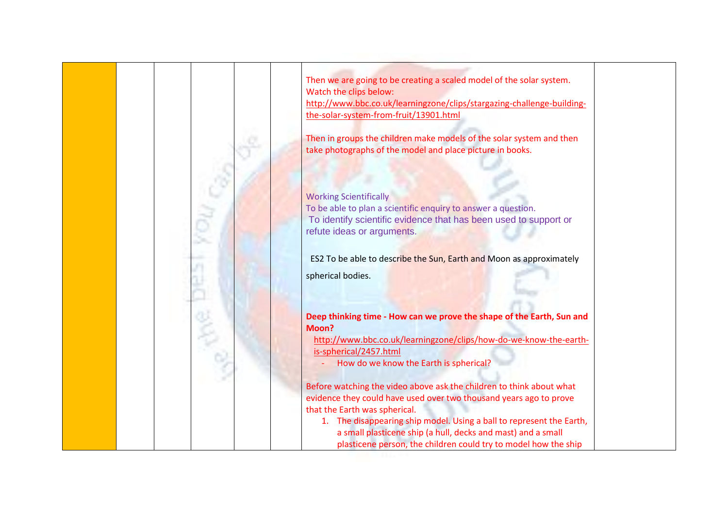| | | | | | | | |
|---|---|---|---|---|---|---|---|
| | | | | | | Then we are going to be creating a scaled model of the solar system. Watch the clips below:<br>http://www.bbc.co.uk/learningzone/clips/stargazing-challenge-building-the-solar-system-from-fruit/13901.html<br><br>Then in groups the children make models of the solar system and then take photographs of the model and place picture in books.<br><br>Working Scientifically<br>To be able to plan a scientific enquiry to answer a question.<br>To identify scientific evidence that has been used to support or refute ideas or arguments.<br><br>ES2 To be able to describe the Sun, Earth and Moon as approximately spherical bodies.<br><br>**Deep thinking time - How can we prove the shape of the Earth, Sun and Moon?**<br>http://www.bbc.co.uk/learningzone/clips/how-do-we-know-the-earth-is-spherical/2457.html<br>- How do we know the Earth is spherical?<br><br>Before watching the video above ask the children to think about what evidence they could have used over two thousand years ago to prove that the Earth was spherical.<br>1. The disappearing ship model. Using a ball to represent the Earth, a small plasticene ship (a hull, decks and mast) and a small plasticene person, the children could try to model how the ship | |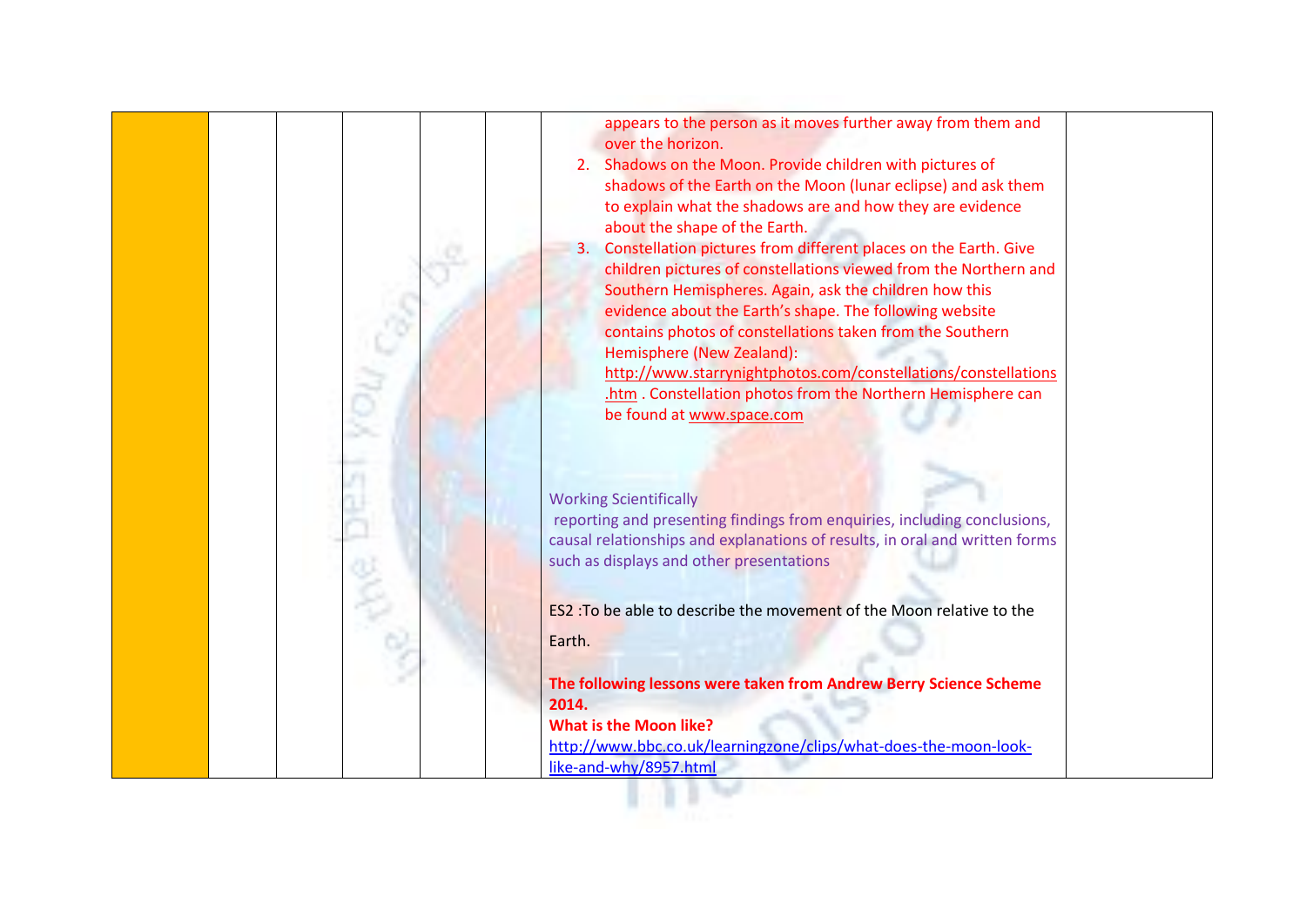| | | | | | | | |
|---|---|---|---|---|---|---|---|
| | | | | | | appears to the person as it moves further away from them and over the horizon.<br>2. Shadows on the Moon. Provide children with pictures of shadows of the Earth on the Moon (lunar eclipse) and ask them to explain what the shadows are and how they are evidence about the shape of the Earth.<br>3. Constellation pictures from different places on the Earth. Give children pictures of constellations viewed from the Northern and Southern Hemispheres. Again, ask the children how this evidence about the Earth's shape. The following website contains photos of constellations taken from the Southern Hemisphere (New Zealand): http://www.starrynightphotos.com/constellations/constellations.htm . Constellation photos from the Northern Hemisphere can be found at www.space.com<br><br>Working Scientifically<br>reporting and presenting findings from enquiries, including conclusions, causal relationships and explanations of results, in oral and written forms such as displays and other presentations<br><br>ES2 :To be able to describe the movement of the Moon relative to the Earth.<br><br>**The following lessons were taken from Andrew Berry Science Scheme 2014.**<br>**What is the Moon like?**<br>http://www.bbc.co.uk/learningzone/clips/what-does-the-moon-look-like-and-why/8957.html | |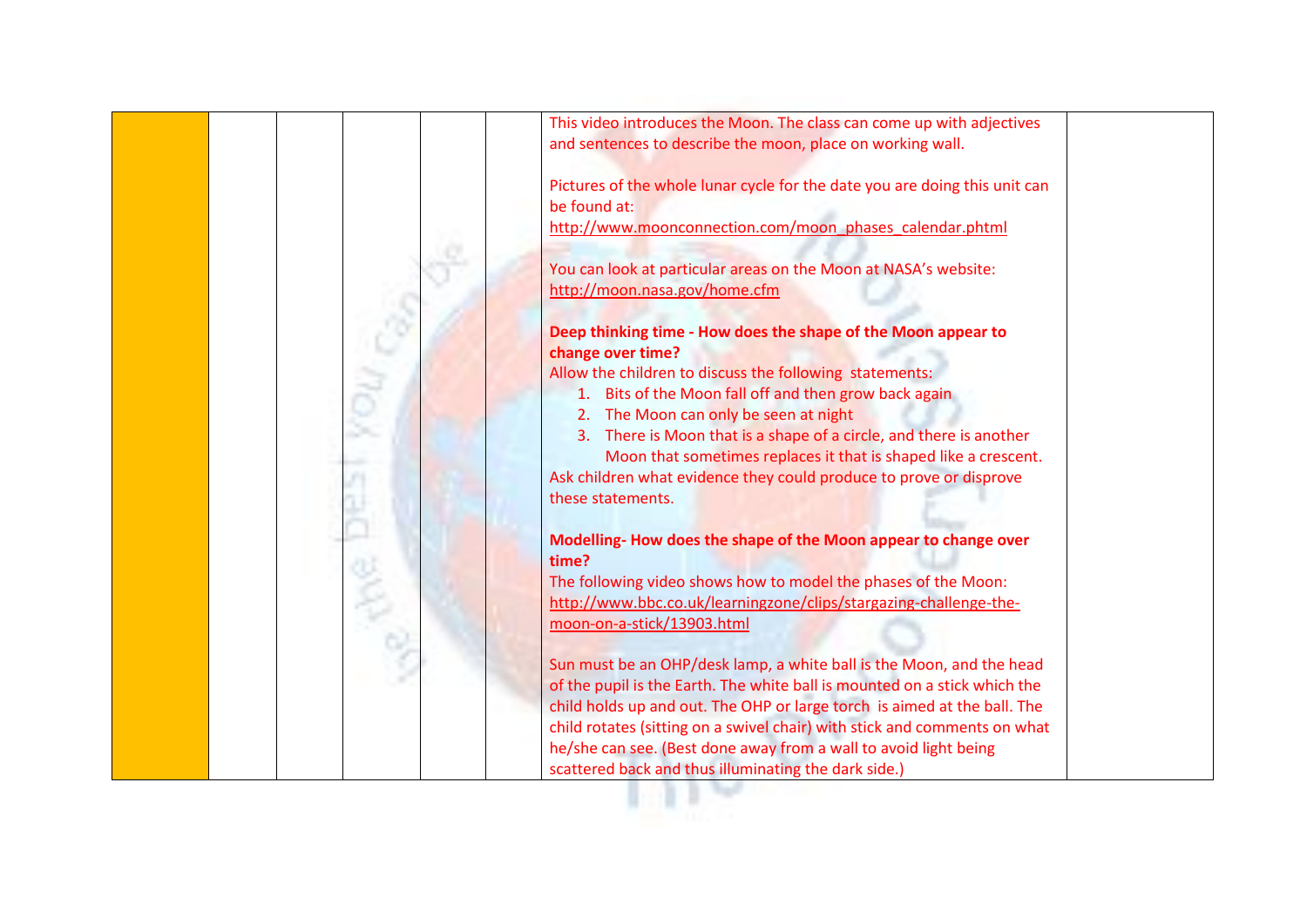| | | | | | | | |
|---|---|---|---|---|---|---|---|
| | | | | | | This video introduces the Moon. The class can come up with adjectives and sentences to describe the moon, place on working wall.<br><br>Pictures of the whole lunar cycle for the date you are doing this unit can be found at:<br>http://www.moonconnection.com/moon_phases_calendar.phtml<br><br>You can look at particular areas on the Moon at NASA's website:<br>http://moon.nasa.gov/home.cfm<br><br>**Deep thinking time - How does the shape of the Moon appear to change over time?**<br>Allow the children to discuss the following statements:<br>1. Bits of the Moon fall off and then grow back again<br>2. The Moon can only be seen at night<br>3. There is Moon that is a shape of a circle, and there is another Moon that sometimes replaces it that is shaped like a crescent.<br>Ask children what evidence they could produce to prove or disprove these statements.<br><br>**Modelling- How does the shape of the Moon appear to change over time?**<br>The following video shows how to model the phases of the Moon:<br>http://www.bbc.co.uk/learningzone/clips/stargazing-challenge-the-moon-on-a-stick/13903.html<br><br>Sun must be an OHP/desk lamp, a white ball is the Moon, and the head of the pupil is the Earth. The white ball is mounted on a stick which the child holds up and out. The OHP or large torch is aimed at the ball. The child rotates (sitting on a swivel chair) with stick and comments on what he/she can see. (Best done away from a wall to avoid light being scattered back and thus illuminating the dark side.) | |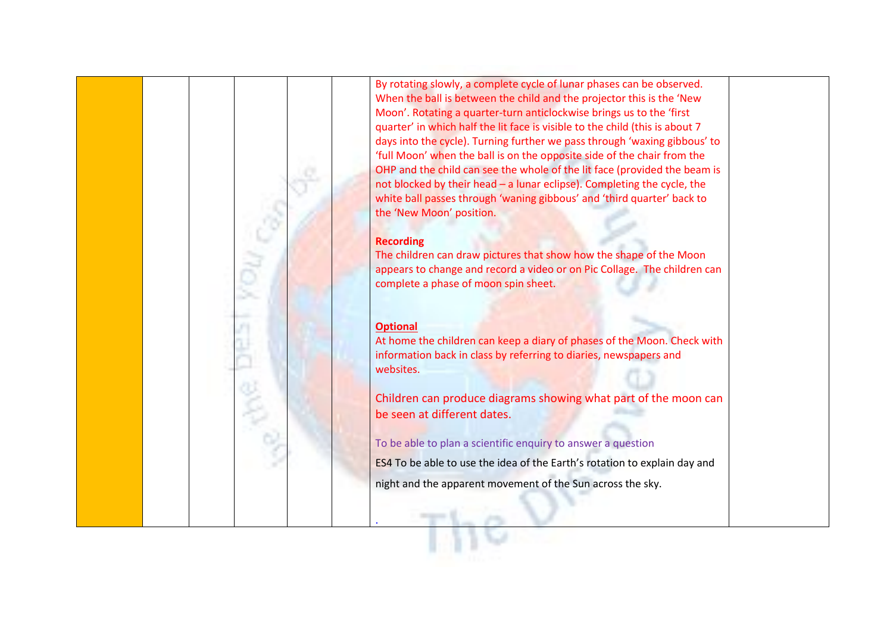| | | | | | | | |
|---|---|---|---|---|---|---|---|
| | | | | | | By rotating slowly, a complete cycle of lunar phases can be observed. When the ball is between the child and the projector this is the 'New Moon'. Rotating a quarter-turn anticlockwise brings us to the 'first quarter' in which half the lit face is visible to the child (this is about 7 days into the cycle). Turning further we pass through 'waxing gibbous' to 'full Moon' when the ball is on the opposite side of the chair from the OHP and the child can see the whole of the lit face (provided the beam is not blocked by their head – a lunar eclipse). Completing the cycle, the white ball passes through 'waning gibbous' and 'third quarter' back to the 'New Moon' position.<br><br>**Recording**<br>The children can draw pictures that show how the shape of the Moon appears to change and record a video or on Pic Collage. The children can complete a phase of moon spin sheet.<br><br>**Optional**<br>At home the children can keep a diary of phases of the Moon. Check with information back in class by referring to diaries, newspapers and websites.<br><br>Children can produce diagrams showing what part of the moon can be seen at different dates.<br><br>To be able to plan a scientific enquiry to answer a question<br><br>ES4 To be able to use the idea of the Earth's rotation to explain day and night and the apparent movement of the Sun across the sky.<br><br>. | |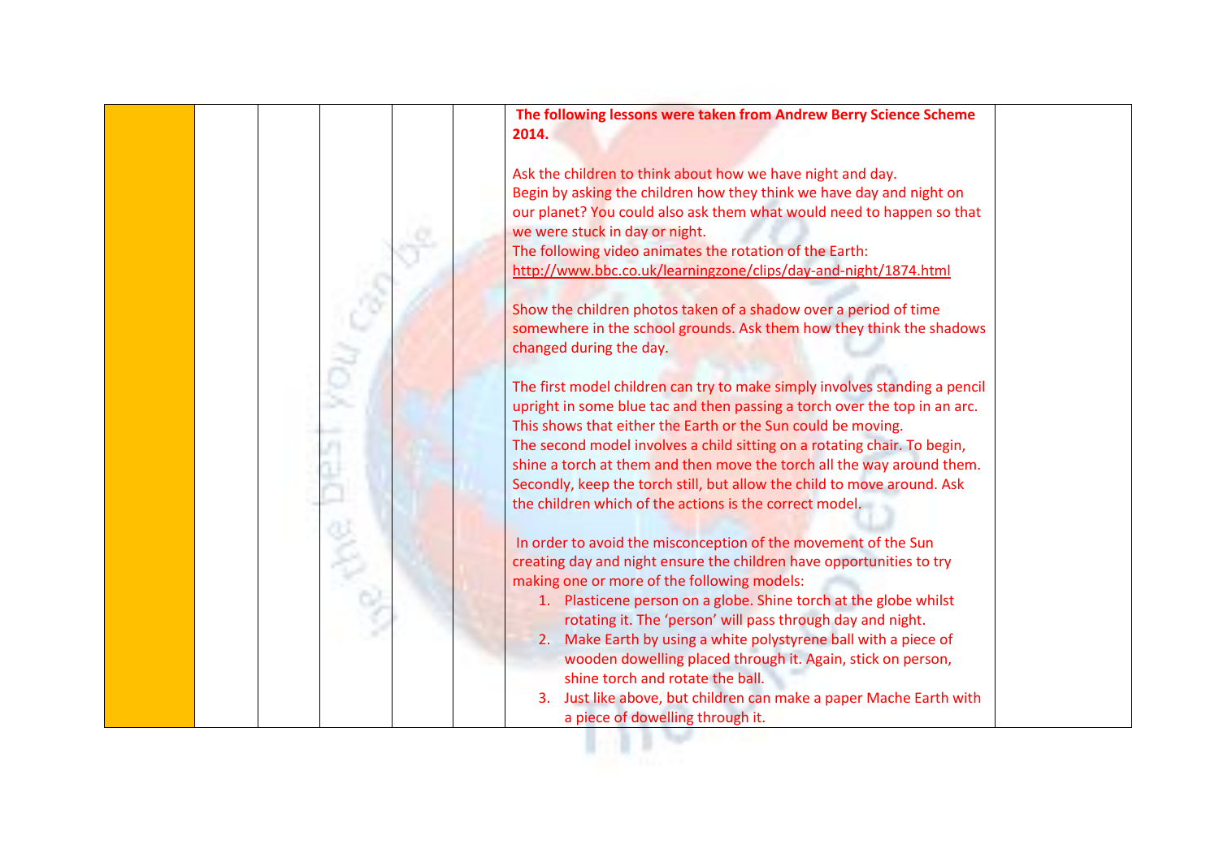| | | | | | | | |
|---|---|---|---|---|---|---|---|
| | | | | | | **The following lessons were taken from Andrew Berry Science Scheme 2014.**<br><br>Ask the children to think about how we have night and day.<br>Begin by asking the children how they think we have day and night on our planet? You could also ask them what would need to happen so that we were stuck in day or night.<br>The following video animates the rotation of the Earth:<br>http://www.bbc.co.uk/learningzone/clips/day-and-night/1874.html<br><br>Show the children photos taken of a shadow over a period of time somewhere in the school grounds. Ask them how they think the shadows changed during the day.<br><br>The first model children can try to make simply involves standing a pencil upright in some blue tac and then passing a torch over the top in an arc. This shows that either the Earth or the Sun could be moving.<br>The second model involves a child sitting on a rotating chair. To begin, shine a torch at them and then move the torch all the way around them. Secondly, keep the torch still, but allow the child to move around. Ask the children which of the actions is the correct model.<br><br>In order to avoid the misconception of the movement of the Sun creating day and night ensure the children have opportunities to try making one or more of the following models:<br>1. Plasticene person on a globe. Shine torch at the globe whilst rotating it. The 'person' will pass through day and night.<br>2. Make Earth by using a white polystyrene ball with a piece of wooden dowelling placed through it. Again, stick on person, shine torch and rotate the ball.<br>3. Just like above, but children can make a paper Mache Earth with a piece of dowelling through it. | |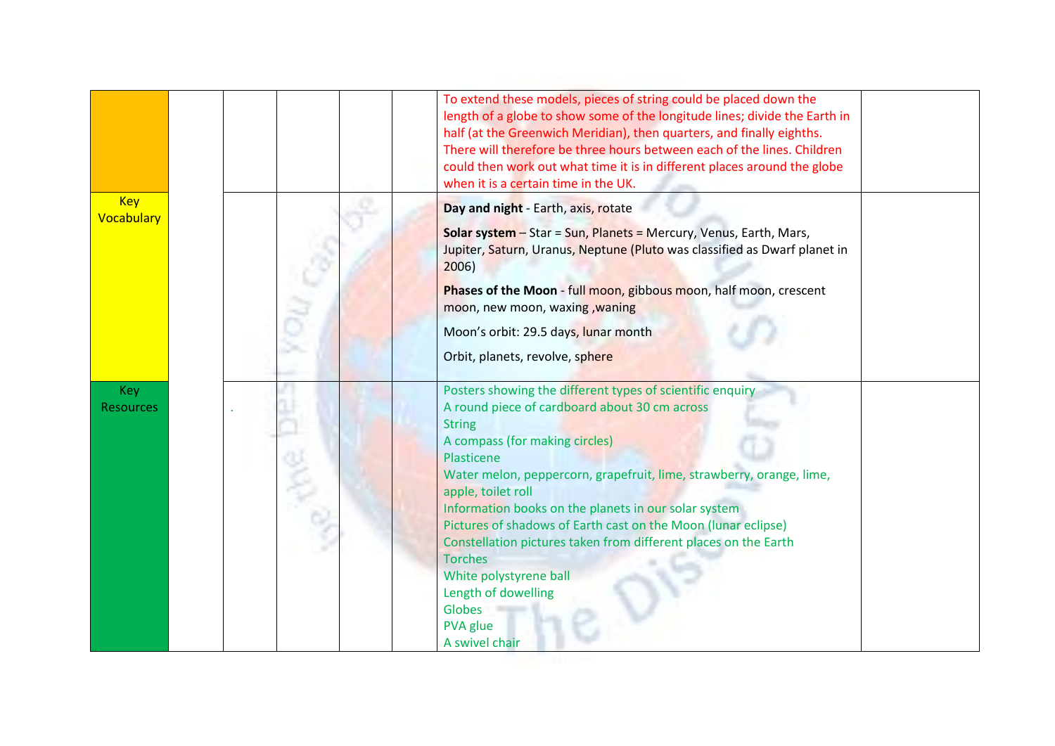| | | | | | | | |
|---|---|---|---|---|---|---|---|
| | | | | | | To extend these models, pieces of string could be placed down the length of a globe to show some of the longitude lines; divide the Earth in half (at the Greenwich Meridian), then quarters, and finally eighths. There will therefore be three hours between each of the lines. Children could then work out what time it is in different places around the globe when it is a certain time in the UK. | |
| Key Vocabulary | | | | | | **Day and night** - Earth, axis, rotate<br><br>**Solar system** – Star = Sun, Planets = Mercury, Venus, Earth, Mars, Jupiter, Saturn, Uranus, Neptune (Pluto was classified as Dwarf planet in 2006)<br><br>**Phases of the Moon** - full moon, gibbous moon, half moon, crescent moon, new moon, waxing ,waning<br><br>Moon's orbit: 29.5 days, lunar month<br><br>Orbit, planets, revolve, sphere | |
| Key Resources | | . | | | | Posters showing the different types of scientific enquiry<br>A round piece of cardboard about 30 cm across<br>String<br>A compass (for making circles)<br>Plasticene<br>Water melon, peppercorn, grapefruit, lime, strawberry, orange, lime, apple, toilet roll<br>Information books on the planets in our solar system<br>Pictures of shadows of Earth cast on the Moon (lunar eclipse)<br>Constellation pictures taken from different places on the Earth<br>Torches<br>White polystyrene ball<br>Length of dowelling<br>Globes<br>PVA glue<br>A swivel chair | |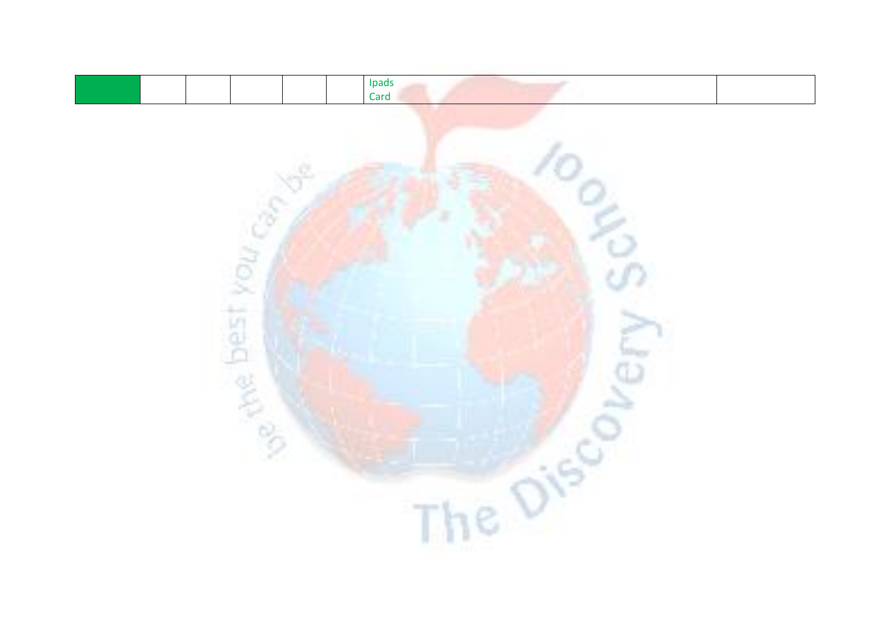| | | | | | | | |
|---|---|---|---|---|---|---|---|
| | | | | | | Ipads<br>Card | |